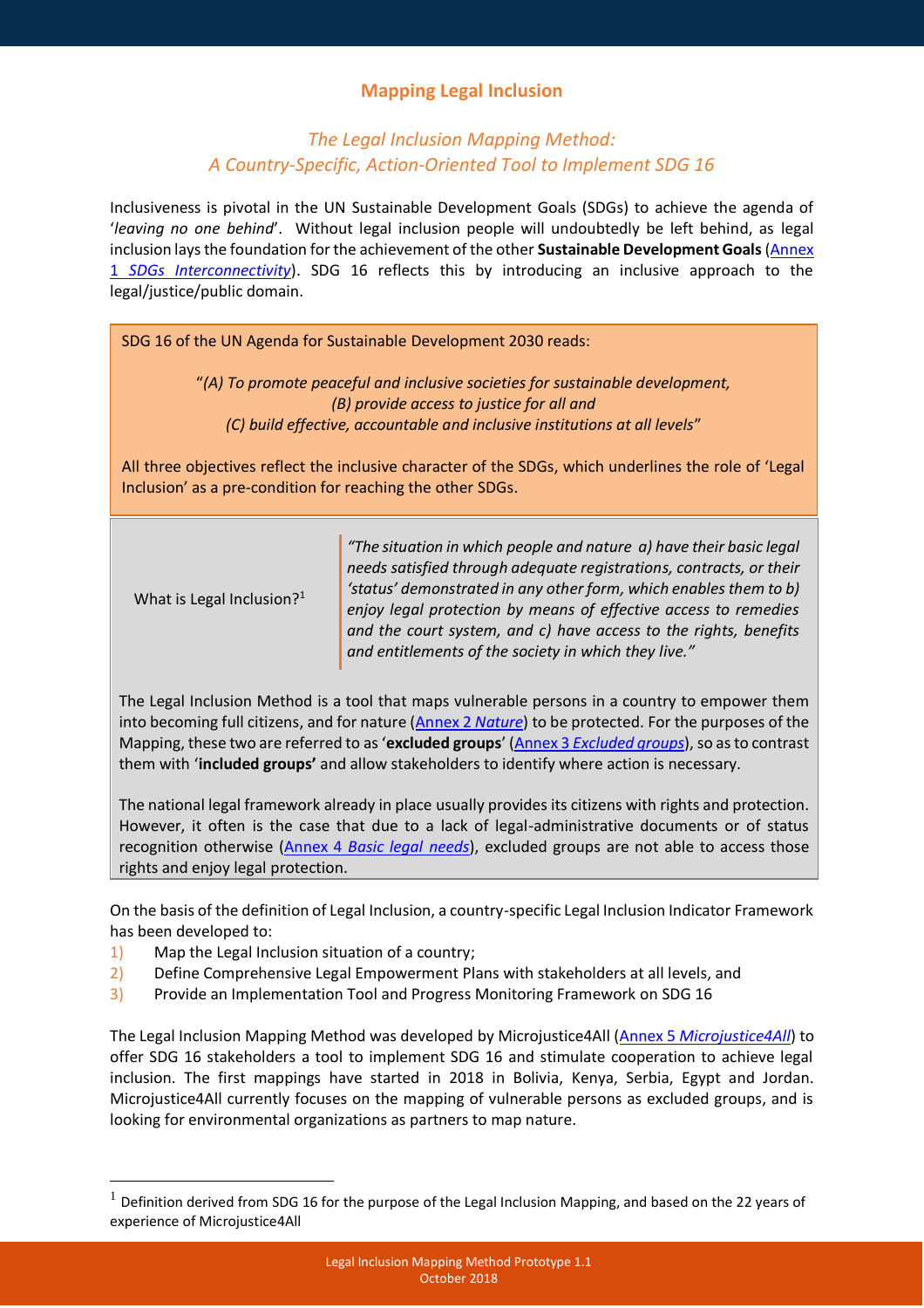# Mapping Legal Inclusion

## *The Legal Inclusion Mapping Method: A Country-Specific, Action-Oriented Tool to Implement SDG 16*

Inclusiveness is pivotal in the UN Sustainable Development Goals (SDGs) to achieve the agenda of '*leaving no one behind*'. Without legal inclusion people will undoubtedly be left behind, as legal inclusion lays the foundation for the achievement of the other **Sustainable Development Goals** (Annex 1 *SDGs Interconnectivity*). SDG 16 reflects this by introducing an inclusive approach to the legal/justice/public domain.

SDG 16 of the UN Agenda for Sustainable Development 2030 reads:

> "*(A) To promote peaceful and inclusive societies for sustainable development,*
> *(B) provide access to justice for all and*
> *(C) build effective, accountable and inclusive institutions at all levels*"

All three objectives reflect the inclusive character of the SDGs, which underlines the role of 'Legal Inclusion' as a pre-condition for reaching the other SDGs.

| What is Legal Inclusion?[1] | *"The situation in which people and nature a) have their basic legal needs satisfied through adequate registrations, contracts, or their 'status' demonstrated in any other form, which enables them to b) enjoy legal protection by means of effective access to remedies and the court system, and c) have access to the rights, benefits and entitlements of the society in which they live."* |
|---|---|

The Legal Inclusion Method is a tool that maps vulnerable persons in a country to empower them into becoming full citizens, and for nature (Annex 2 *Nature*) to be protected. For the purposes of the Mapping, these two are referred to as '**excluded groups**' (Annex 3 *Excluded groups*), so as to contrast them with '**included groups'** and allow stakeholders to identify where action is necessary.

The national legal framework already in place usually provides its citizens with rights and protection. However, it often is the case that due to a lack of legal-administrative documents or of status recognition otherwise (Annex 4 *Basic legal needs*), excluded groups are not able to access those rights and enjoy legal protection.

On the basis of the definition of Legal Inclusion, a country-specific Legal Inclusion Indicator Framework has been developed to:

1) Map the Legal Inclusion situation of a country;
2) Define Comprehensive Legal Empowerment Plans with stakeholders at all levels, and
3) Provide an Implementation Tool and Progress Monitoring Framework on SDG 16

The Legal Inclusion Mapping Method was developed by Microjustice4All (Annex 5 *Microjustice4All*) to offer SDG 16 stakeholders a tool to implement SDG 16 and stimulate cooperation to achieve legal inclusion. The first mappings have started in 2018 in Bolivia, Kenya, Serbia, Egypt and Jordan. Microjustice4All currently focuses on the mapping of vulnerable persons as excluded groups, and is looking for environmental organizations as partners to map nature.

---

[1] Definition derived from SDG 16 for the purpose of the Legal Inclusion Mapping, and based on the 22 years of experience of Microjustice4All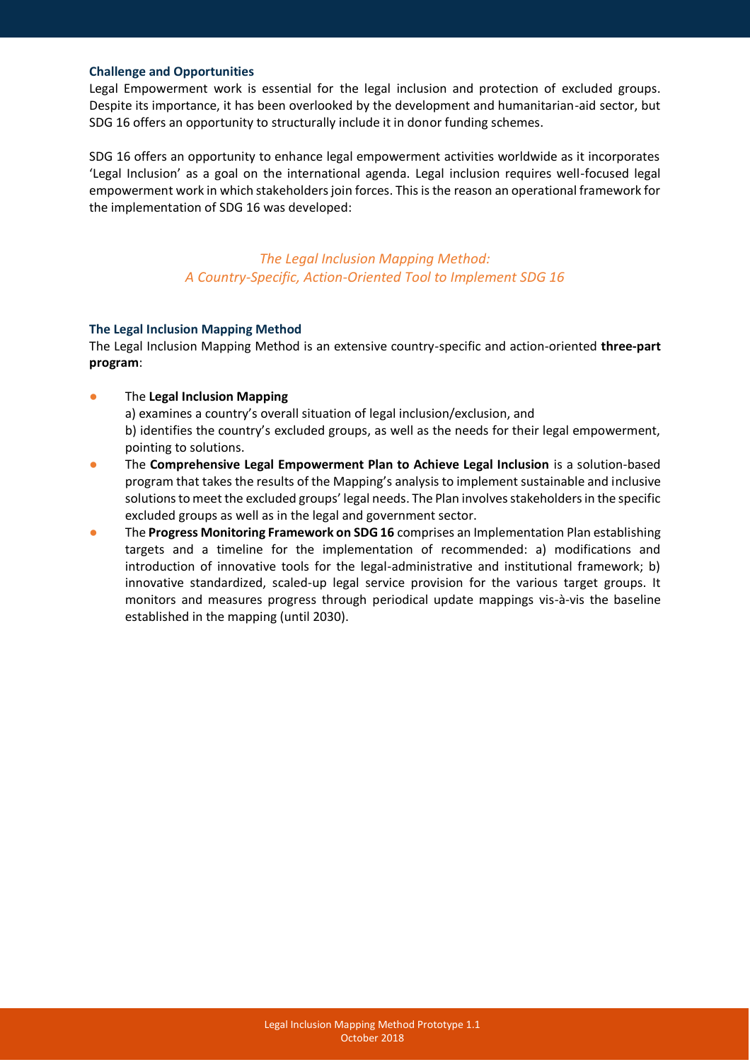## Challenge and Opportunities

Legal Empowerment work is essential for the legal inclusion and protection of excluded groups. Despite its importance, it has been overlooked by the development and humanitarian-aid sector, but SDG 16 offers an opportunity to structurally include it in donor funding schemes.

SDG 16 offers an opportunity to enhance legal empowerment activities worldwide as it incorporates 'Legal Inclusion' as a goal on the international agenda. Legal inclusion requires well-focused legal empowerment work in which stakeholders join forces. This is the reason an operational framework for the implementation of SDG 16 was developed:

*The Legal Inclusion Mapping Method:*
*A Country-Specific, Action-Oriented Tool to Implement SDG 16*

## The Legal Inclusion Mapping Method

The Legal Inclusion Mapping Method is an extensive country-specific and action-oriented **three-part program**:

- The **Legal Inclusion Mapping**
  a) examines a country's overall situation of legal inclusion/exclusion, and
  b) identifies the country's excluded groups, as well as the needs for their legal empowerment, pointing to solutions.
- The **Comprehensive Legal Empowerment Plan to Achieve Legal Inclusion** is a solution-based program that takes the results of the Mapping's analysis to implement sustainable and inclusive solutions to meet the excluded groups' legal needs. The Plan involves stakeholders in the specific excluded groups as well as in the legal and government sector.
- The **Progress Monitoring Framework on SDG 16** comprises an Implementation Plan establishing targets and a timeline for the implementation of recommended: a) modifications and introduction of innovative tools for the legal-administrative and institutional framework; b) innovative standardized, scaled-up legal service provision for the various target groups. It monitors and measures progress through periodical update mappings vis-à-vis the baseline established in the mapping (until 2030).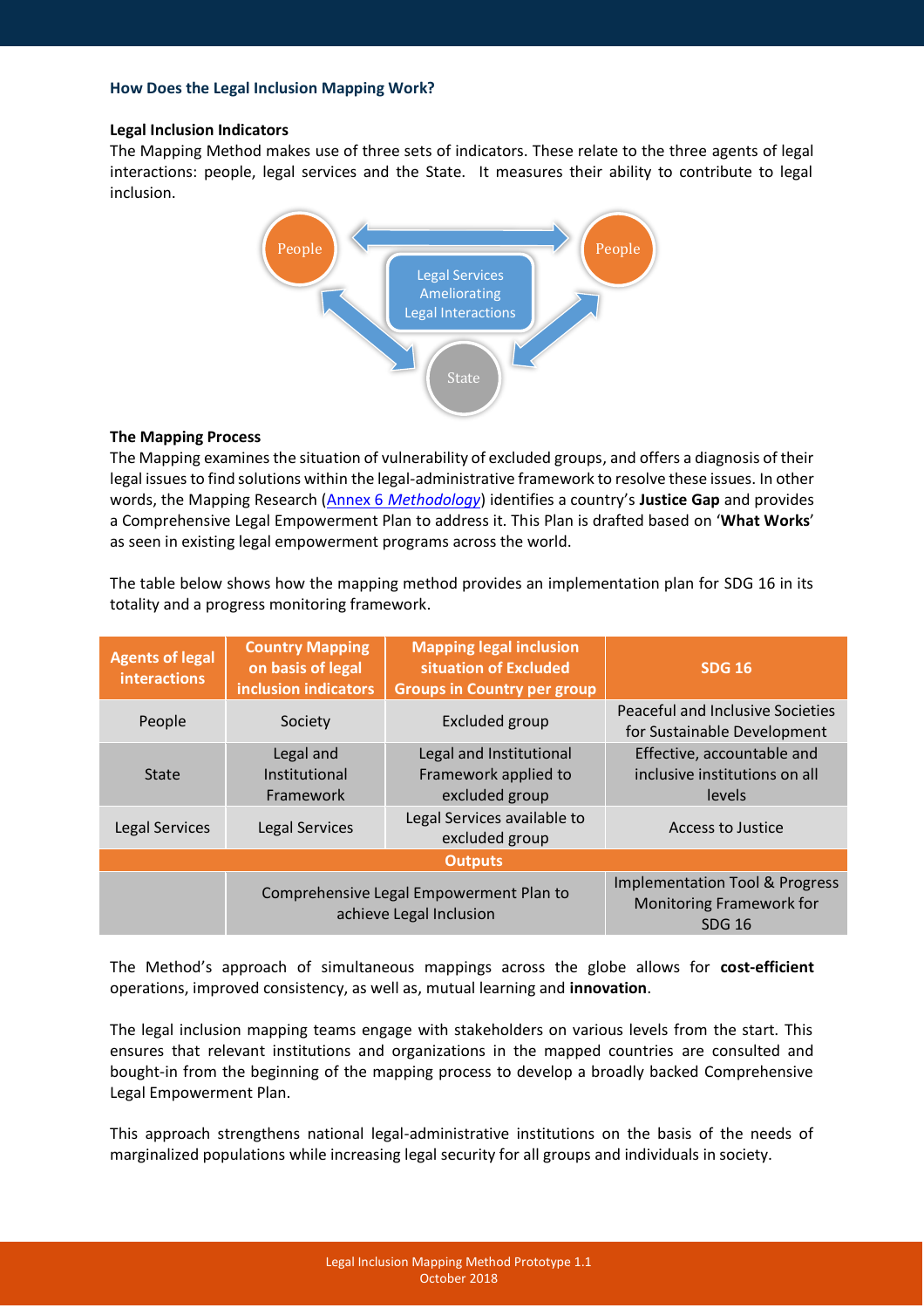### How Does the Legal Inclusion Mapping Work?

**Legal Inclusion Indicators**

The Mapping Method makes use of three sets of indicators. These relate to the three agents of legal interactions: people, legal services and the State. It measures their ability to contribute to legal inclusion.

People

People

Legal Services Ameliorating Legal Interactions

State

**The Mapping Process**

The Mapping examines the situation of vulnerability of excluded groups, and offers a diagnosis of their legal issues to find solutions within the legal-administrative framework to resolve these issues. In other words, the Mapping Research (Annex 6 *Methodology*) identifies a country's **Justice Gap** and provides a Comprehensive Legal Empowerment Plan to address it. This Plan is drafted based on '**What Works**' as seen in existing legal empowerment programs across the world.

The table below shows how the mapping method provides an implementation plan for SDG 16 in its totality and a progress monitoring framework.

| Agents of legal interactions | Country Mapping on basis of legal inclusion indicators | Mapping legal inclusion situation of Excluded Groups in Country per group | SDG 16 |
|---|---|---|---|
| People | Society | Excluded group | Peaceful and Inclusive Societies for Sustainable Development |
| State | Legal and Institutional Framework | Legal and Institutional Framework applied to excluded group | Effective, accountable and inclusive institutions on all levels |
| Legal Services | Legal Services | Legal Services available to excluded group | Access to Justice |
| **Outputs** | | | |
| | Comprehensive Legal Empowerment Plan to achieve Legal Inclusion | | Implementation Tool & Progress Monitoring Framework for SDG 16 |

The Method's approach of simultaneous mappings across the globe allows for **cost-efficient** operations, improved consistency, as well as, mutual learning and **innovation**.

The legal inclusion mapping teams engage with stakeholders on various levels from the start. This ensures that relevant institutions and organizations in the mapped countries are consulted and bought-in from the beginning of the mapping process to develop a broadly backed Comprehensive Legal Empowerment Plan.

This approach strengthens national legal-administrative institutions on the basis of the needs of marginalized populations while increasing legal security for all groups and individuals in society.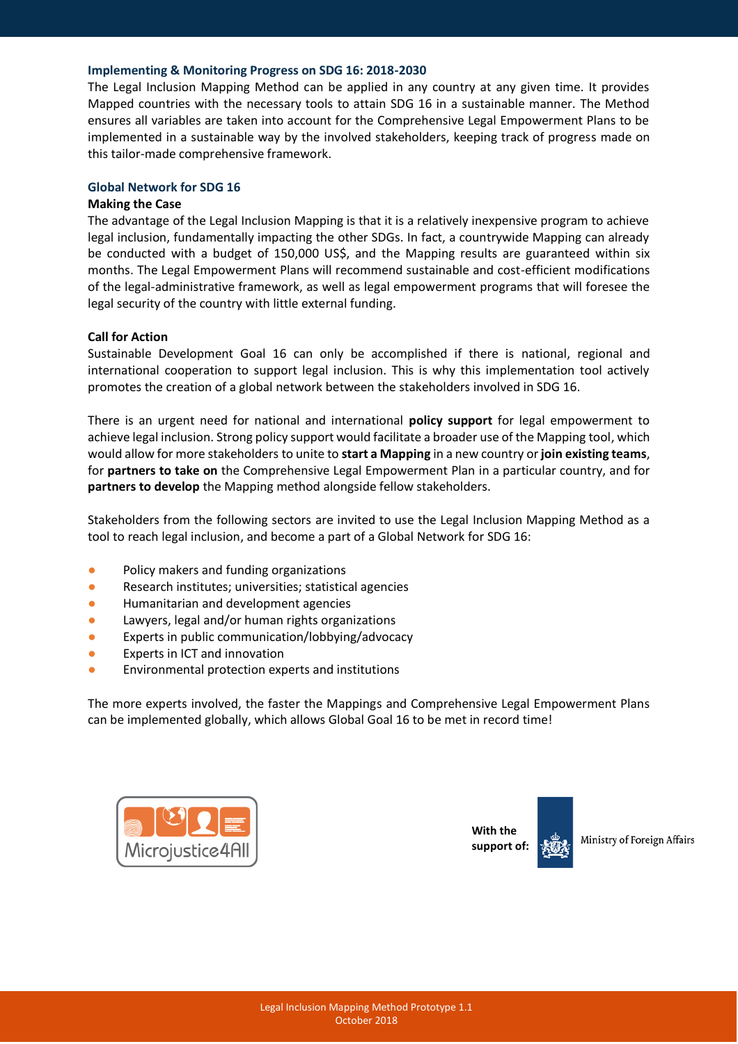### Implementing & Monitoring Progress on SDG 16: 2018-2030

The Legal Inclusion Mapping Method can be applied in any country at any given time. It provides Mapped countries with the necessary tools to attain SDG 16 in a sustainable manner. The Method ensures all variables are taken into account for the Comprehensive Legal Empowerment Plans to be implemented in a sustainable way by the involved stakeholders, keeping track of progress made on this tailor-made comprehensive framework.

### Global Network for SDG 16

**Making the Case**

The advantage of the Legal Inclusion Mapping is that it is a relatively inexpensive program to achieve legal inclusion, fundamentally impacting the other SDGs. In fact, a countrywide Mapping can already be conducted with a budget of 150,000 US$, and the Mapping results are guaranteed within six months. The Legal Empowerment Plans will recommend sustainable and cost-efficient modifications of the legal-administrative framework, as well as legal empowerment programs that will foresee the legal security of the country with little external funding.

**Call for Action**

Sustainable Development Goal 16 can only be accomplished if there is national, regional and international cooperation to support legal inclusion. This is why this implementation tool actively promotes the creation of a global network between the stakeholders involved in SDG 16.

There is an urgent need for national and international **policy support** for legal empowerment to achieve legal inclusion. Strong policy support would facilitate a broader use of the Mapping tool, which would allow for more stakeholders to unite to **start a Mapping** in a new country or **join existing teams**, for **partners to take on** the Comprehensive Legal Empowerment Plan in a particular country, and for **partners to develop** the Mapping method alongside fellow stakeholders.

Stakeholders from the following sectors are invited to use the Legal Inclusion Mapping Method as a tool to reach legal inclusion, and become a part of a Global Network for SDG 16:

- Policy makers and funding organizations
- Research institutes; universities; statistical agencies
- Humanitarian and development agencies
- Lawyers, legal and/or human rights organizations
- Experts in public communication/lobbying/advocacy
- Experts in ICT and innovation
- Environmental protection experts and institutions

The more experts involved, the faster the Mappings and Comprehensive Legal Empowerment Plans can be implemented globally, which allows Global Goal 16 to be met in record time!

Microjustice4All

With the support of: Ministry of Foreign Affairs

Legal Inclusion Mapping Method Prototype 1.1
October 2018